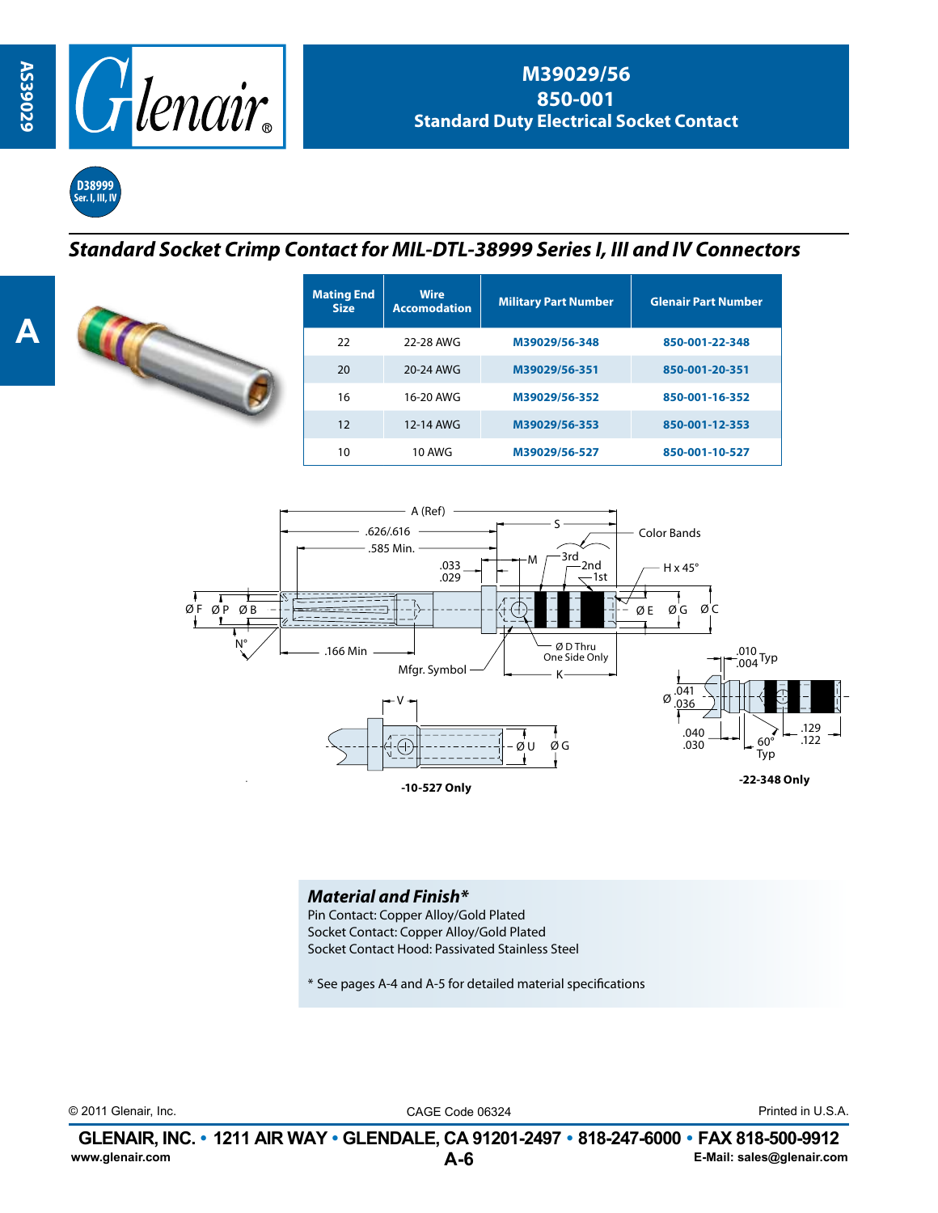# M39029/56
# 850-001
## Standard Duty Electrical Socket Contact

D38999 Ser. I, III, IV

## *Standard Socket Crimp Contact for MIL-DTL-38999 Series I, III and IV Connectors*

| Mating End Size | Wire Accomodation | Military Part Number | Glenair Part Number |
|---|---|---|---|
| 22 | 22-28 AWG | M39029/56-348 | 850-001-22-348 |
| 20 | 20-24 AWG | M39029/56-351 | 850-001-20-351 |
| 16 | 16-20 AWG | M39029/56-352 | 850-001-16-352 |
| 12 | 12-14 AWG | M39029/56-353 | 850-001-12-353 |
| 10 | 10 AWG | M39029/56-527 | 850-001-10-527 |

A (Ref)
.626/.616
.585 Min.
.033
.029
M
S
3rd
2nd
1st
Color Bands
H x 45°
Ø F Ø P Ø B
Ø E Ø G Ø C
N°
.166 Min
Mfgr. Symbol
Ø D Thru One Side Only
K
V
Ø U Ø G

**-10-527 Only**

.010
.004 Typ
Ø .041
.036
.040
.030
60° Typ
.129
.122

**-22-348 Only**

### *Material and Finish**

Pin Contact: Copper Alloy/Gold Plated
Socket Contact: Copper Alloy/Gold Plated
Socket Contact Hood: Passivated Stainless Steel

* See pages A-4 and A-5 for detailed material specifications

© 2011 Glenair, Inc.    CAGE Code 06324    Printed in U.S.A.

**GLENAIR, INC. • 1211 AIR WAY • GLENDALE, CA 91201-2497 • 818-247-6000 • FAX 818-500-9912**
www.glenair.com    E-Mail: sales@glenair.com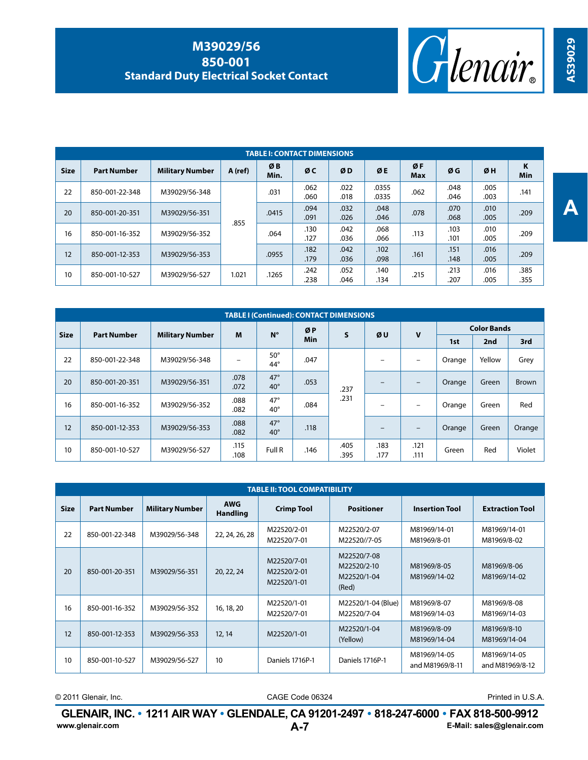# M39029/56
# 850-001
## Standard Duty Electrical Socket Contact

AS39029

A

| TABLE I: CONTACT DIMENSIONS | | | | | | | | | | | |
|---|---|---|---|---|---|---|---|---|---|---|---|
| Size | Part Number | Military Number | A (ref) | Ø B Min. | Ø C | Ø D | Ø E | Ø F Max | Ø G | Ø H | K Min |
| 22 | 850-001-22-348 | M39029/56-348 | .855 | .031 | .062 .060 | .022 .018 | .0355 .0335 | .062 | .048 .046 | .005 .003 | .141 |
| 20 | 850-001-20-351 | M39029/56-351 | .855 | .0415 | .094 .091 | .032 .026 | .048 .046 | .078 | .070 .068 | .010 .005 | .209 |
| 16 | 850-001-16-352 | M39029/56-352 | .855 | .064 | .130 .127 | .042 .036 | .068 .066 | .113 | .103 .101 | .010 .005 | .209 |
| 12 | 850-001-12-353 | M39029/56-353 | .855 | .0955 | .182 .179 | .042 .036 | .102 .098 | .161 | .151 .148 | .016 .005 | .209 |
| 10 | 850-001-10-527 | M39029/56-527 | 1.021 | .1265 | .242 .238 | .052 .046 | .140 .134 | .215 | .213 .207 | .016 .005 | .385 .355 |

| TABLE I (Continued): CONTACT DIMENSIONS | | | | | | | | | Color Bands | | |
|---|---|---|---|---|---|---|---|---|---|---|---|
| Size | Part Number | Military Number | M | N° | Ø P Min | S | Ø U | V | 1st | 2nd | 3rd |
| 22 | 850-001-22-348 | M39029/56-348 | – | 50° 44° | .047 | .237 .231 | – | – | Orange | Yellow | Grey |
| 20 | 850-001-20-351 | M39029/56-351 | .078 .072 | 47° 40° | .053 | .237 .231 | – | – | Orange | Green | Brown |
| 16 | 850-001-16-352 | M39029/56-352 | .088 .082 | 47° 40° | .084 | .237 .231 | – | – | Orange | Green | Red |
| 12 | 850-001-12-353 | M39029/56-353 | .088 .082 | 47° 40° | .118 | .237 .231 | – | – | Orange | Green | Orange |
| 10 | 850-001-10-527 | M39029/56-527 | .115 .108 | Full R | .146 | .405 .395 | .183 .177 | .121 .111 | Green | Red | Violet |

| TABLE II: TOOL COMPATIBILITY | | | | | | | |
|---|---|---|---|---|---|---|---|
| Size | Part Number | Military Number | AWG Handling | Crimp Tool | Positioner | Insertion Tool | Extraction Tool |
| 22 | 850-001-22-348 | M39029/56-348 | 22, 24, 26, 28 | M22520/2-01 M22520/7-01 | M22520/2-07 M22520//7-05 | M81969/14-01 M81969/8-01 | M81969/14-01 M81969/8-02 |
| 20 | 850-001-20-351 | M39029/56-351 | 20, 22, 24 | M22520/7-01 M22520/2-01 M22520/1-01 | M22520/7-08 M22520/2-10 M22520/1-04 (Red) | M81969/8-05 M81969/14-02 | M81969/8-06 M81969/14-02 |
| 16 | 850-001-16-352 | M39029/56-352 | 16, 18, 20 | M22520/1-01 M22520/7-01 | M22520/1-04 (Blue) M22520/7-04 | M81969/8-07 M81969/14-03 | M81969/8-08 M81969/14-03 |
| 12 | 850-001-12-353 | M39029/56-353 | 12, 14 | M22520/1-01 | M22520/1-04 (Yellow) | M81969/8-09 M81969/14-04 | M81969/8-10 M81969/14-04 |
| 10 | 850-001-10-527 | M39029/56-527 | 10 | Daniels 1716P-1 | Daniels 1716P-1 | M81969/14-05 and M81969/8-11 | M81969/14-05 and M81969/8-12 |

© 2011 Glenair, Inc. CAGE Code 06324 Printed in U.S.A.

**GLENAIR, INC. • 1211 AIR WAY • GLENDALE, CA 91201-2497 • 818-247-6000 • FAX 818-500-9912**

www.glenair.com E-Mail: sales@glenair.com